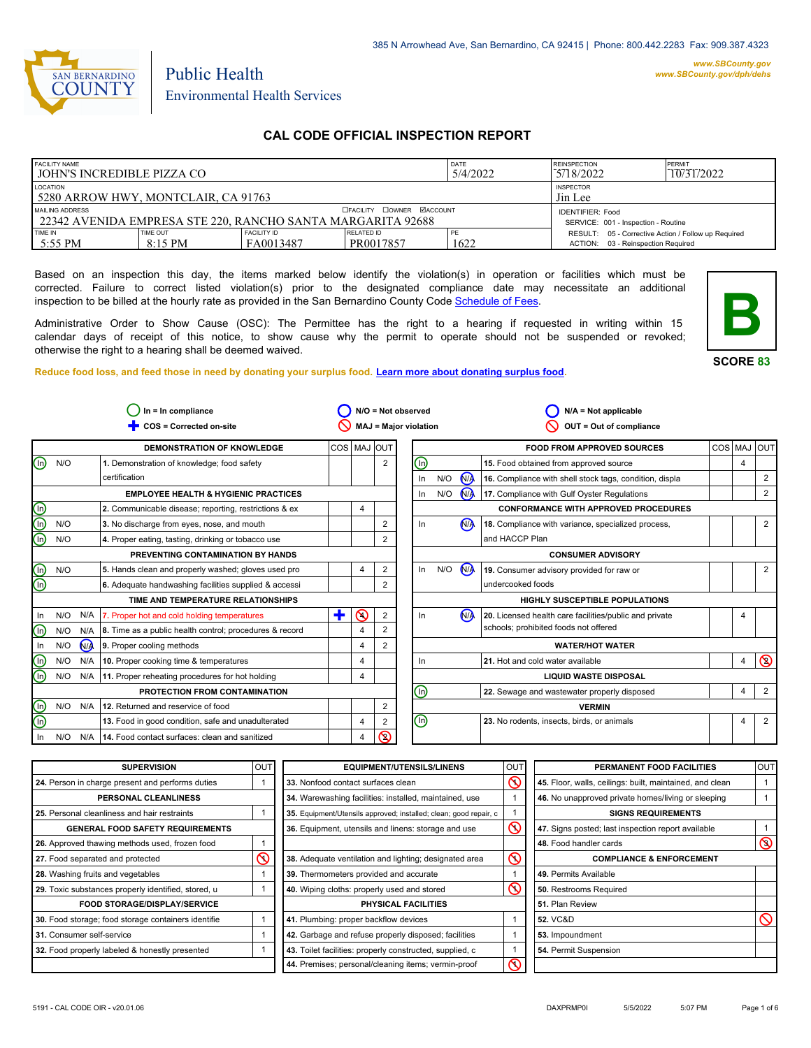385 N Arrowhead Ave, San Bernardino, CA 92415 | Phone: 800.442.2283 Fax: 909.387.4323

www.SBCounty.gov
www.SBCounty.gov/dph/dehs

SAN BERNARDINO COUNTY

Public Health
Environmental Health Services

# CAL CODE OFFICIAL INSPECTION REPORT

| FACILITY NAME | | | | DATE | REINSPECTION | PERMIT |
|---|---|---|---|---|---|---|
| JOHN'S INCREDIBLE PIZZA CO | | | | 5/4/2022 | 5/18/2022 | 10/31/2022 |
| LOCATION | | | | | INSPECTOR | |
| 5280 ARROW HWY, MONTCLAIR, CA 91763 | | | | | Jin Lee | |
| MAILING ADDRESS ☐FACILITY ☐OWNER ☑ACCOUNT | | | | | IDENTIFIER: Food | |
| 22342 AVENIDA EMPRESA STE 220, RANCHO SANTA MARGARITA 92688 | | | | | SERVICE: 001 - Inspection - Routine | |
| TIME IN | TIME OUT | FACILITY ID | RELATED ID | PE | RESULT: 05 - Corrective Action / Follow up Required | |
| 5:55 PM | 8:15 PM | FA0013487 | PR0017857 | 1622 | ACTION: 03 - Reinspection Required | |

Based on an inspection this day, the items marked below identify the violation(s) in operation or facilities which must be corrected. Failure to correct listed violation(s) prior to the designated compliance date may necessitate an additional inspection to be billed at the hourly rate as provided in the San Bernardino County Code Schedule of Fees.

Administrative Order to Show Cause (OSC): The Permittee has the right to a hearing if requested in writing within 15 calendar days of receipt of this notice, to show cause why the permit to operate should not be suspended or revoked; otherwise the right to a hearing shall be deemed waived.

**B**

**SCORE 83**

**Reduce food loss, and feed those in need by donating your surplus food. Learn more about donating surplus food.**

In = In compliance | N/O = Not observed | N/A = Not applicable
COS = Corrected on-site | MAJ = Major violation | OUT = Out of compliance

| | | | DEMONSTRATION OF KNOWLEDGE | COS | MAJ | OUT |
|---|---|---|---|---|---|---|
| **In** | N/O | | 1. Demonstration of knowledge; food safety certification | | | 2 |
| | | | **EMPLOYEE HEALTH & HYGIENIC PRACTICES** | | | |
| **In** | | | 2. Communicable disease; reporting, restrictions & ex | | 4 | |
| **In** | N/O | | 3. No discharge from eyes, nose, and mouth | | | 2 |
| **In** | N/O | | 4. Proper eating, tasting, drinking or tobacco use | | | 2 |
| | | | **PREVENTING CONTAMINATION BY HANDS** | | | |
| **In** | N/O | | 5. Hands clean and properly washed; gloves used pro | | 4 | 2 |
| **In** | | | 6. Adequate handwashing facilities supplied & accessi | | | 2 |
| | | | **TIME AND TEMPERATURE RELATIONSHIPS** | | | |
| In | N/O | N/A | 7. Proper hot and cold holding temperatures | **+** | **⊘ 4** | 2 |
| **In** | N/O | N/A | 8. Time as a public health control; procedures & record | | 4 | 2 |
| In | N/O | **N/A** | 9. Proper cooling methods | | 4 | 2 |
| **In** | N/O | N/A | 10. Proper cooking time & temperatures | | 4 | |
| **In** | N/O | N/A | 11. Proper reheating procedures for hot holding | | 4 | |
| | | | **PROTECTION FROM CONTAMINATION** | | | |
| **In** | N/O | N/A | 12. Returned and reservice of food | | | 2 |
| **In** | | | 13. Food in good condition, safe and unadulterated | | 4 | 2 |
| In | N/O | N/A | 14. Food contact surfaces: clean and sanitized | | 4 | **⊘ 2** |

| | | | FOOD FROM APPROVED SOURCES | COS | MAJ | OUT |
|---|---|---|---|---|---|---|
| **In** | | | 15. Food obtained from approved source | | 4 | |
| In | N/O | **N/A** | 16. Compliance with shell stock tags, condition, displa | | | 2 |
| In | N/O | **N/A** | 17. Compliance with Gulf Oyster Regulations | | | 2 |
| | | | **CONFORMANCE WITH APPROVED PROCEDURES** | | | |
| In | | **N/A** | 18. Compliance with variance, specialized process, and HACCP Plan | | | 2 |
| | | | **CONSUMER ADVISORY** | | | |
| In | N/O | **N/A** | 19. Consumer advisory provided for raw or undercooked foods | | | 2 |
| | | | **HIGHLY SUSCEPTIBLE POPULATIONS** | | | |
| In | | **N/A** | 20. Licensed health care facilities/public and private schools; prohibited foods not offered | | 4 | |
| | | | **WATER/HOT WATER** | | | |
| In | | | 21. Hot and cold water available | | 4 | **⊘ 2** |
| | | | **LIQUID WASTE DISPOSAL** | | | |
| **In** | | | 22. Sewage and wastewater properly disposed | | 4 | 2 |
| | | | **VERMIN** | | | |
| **In** | | | 23. No rodents, insects, birds, or animals | | 4 | 2 |

| SUPERVISION | OUT |
|---|---|
| 24. Person in charge present and performs duties | 1 |
| **PERSONAL CLEANLINESS** | |
| 25. Personal cleanliness and hair restraints | 1 |
| **GENERAL FOOD SAFETY REQUIREMENTS** | |
| 26. Approved thawing methods used, frozen food | 1 |
| 27. Food separated and protected | **⊘ 1** |
| 28. Washing fruits and vegetables | 1 |
| 29. Toxic substances properly identified, stored, u | 1 |
| **FOOD STORAGE/DISPLAY/SERVICE** | |
| 30. Food storage; food storage containers identifie | 1 |
| 31. Consumer self-service | 1 |
| 32. Food properly labeled & honestly presented | 1 |

| EQUIPMENT/UTENSILS/LINENS | OUT |
|---|---|
| 33. Nonfood contact surfaces clean | **⊘ 1** |
| 34. Warewashing facilities: installed, maintained, use | 1 |
| 35. Equipment/Utensils approved; installed; clean; good repair, c | 1 |
| 36. Equipment, utensils and linens: storage and use | **⊘ 1** |
| | |
| 38. Adequate ventilation and lighting; designated area | **⊘ 1** |
| 39. Thermometers provided and accurate | 1 |
| 40. Wiping cloths: properly used and stored | **⊘ 1** |
| **PHYSICAL FACILITIES** | |
| 41. Plumbing: proper backflow devices | 1 |
| 42. Garbage and refuse properly disposed; facilities | 1 |
| 43. Toilet facilities: properly constructed, supplied, c | 1 |
| 44. Premises; personal/cleaning items; vermin-proof | **⊘ 1** |

| PERMANENT FOOD FACILITIES | OUT |
|---|---|
| 45. Floor, walls, ceilings: built, maintained, and clean | 1 |
| 46. No unapproved private homes/living or sleeping | 1 |
| **SIGNS REQUIREMENTS** | |
| 47. Signs posted; last inspection report available | 1 |
| 48. Food handler cards | **⊘ 3** |
| **COMPLIANCE & ENFORCEMENT** | |
| 49. Permits Available | |
| 50. Restrooms Required | |
| 51. Plan Review | |
| 52. VC&D | **⊘** |
| 53. Impoundment | |
| 54. Permit Suspension | |

5191 - CAL CODE OIR - v20.01.06 DAXPRMP0I 5/5/2022 5:07 PM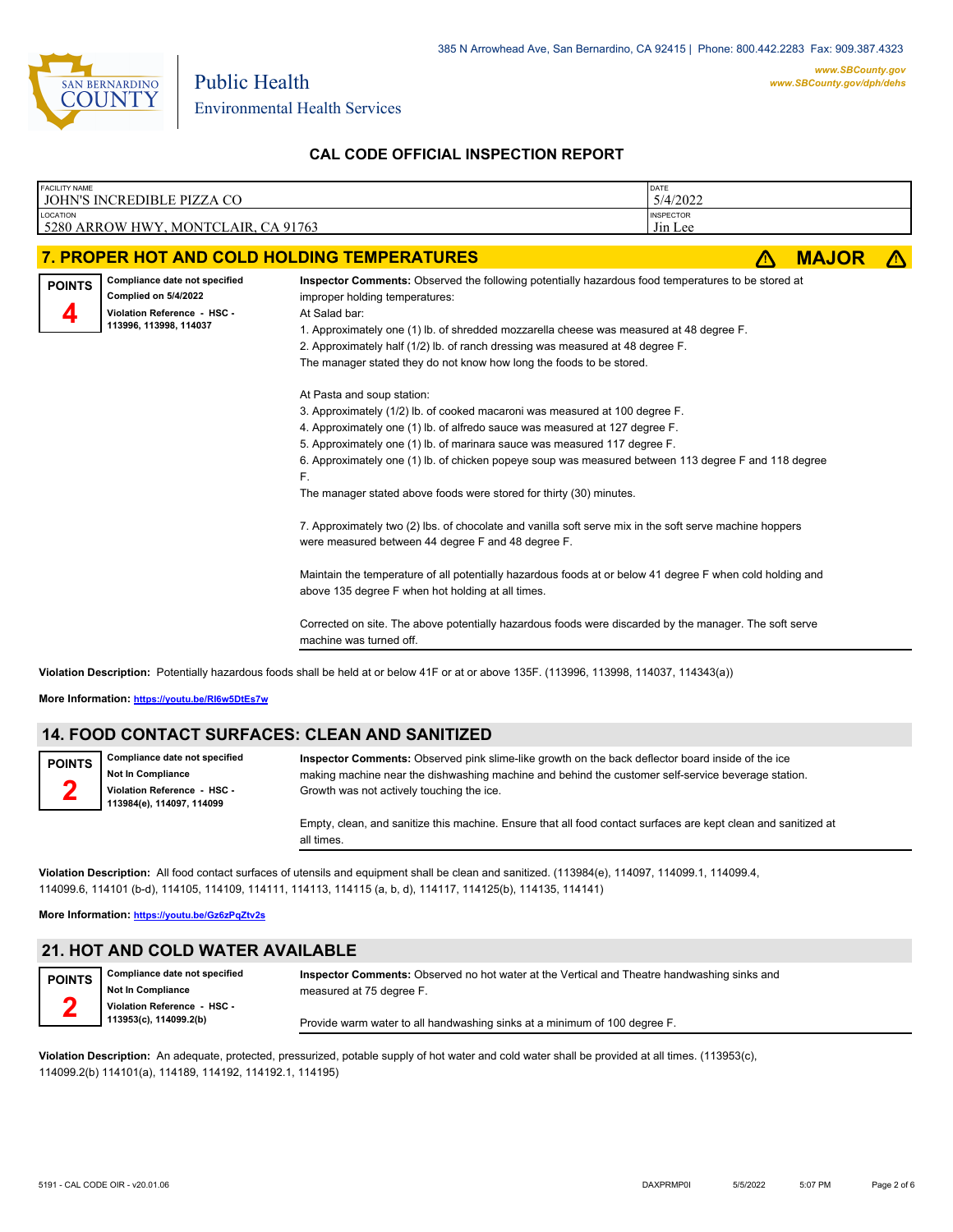385 N Arrowhead Ave, San Bernardino, CA 92415 | Phone: 800.442.2283 Fax: 909.387.4323

**www.SBCounty.gov**
**www.SBCounty.gov/dph/dehs**

SAN BERNARDINO COUNTY

Public Health
Environmental Health Services

## CAL CODE OFFICIAL INSPECTION REPORT

| FACILITY NAME | DATE |
|---|---|
| JOHN'S INCREDIBLE PIZZA CO | 5/4/2022 |
| **LOCATION** | **INSPECTOR** |
| 5280 ARROW HWY, MONTCLAIR, CA 91763 | Jin Lee |

### 7. PROPER HOT AND COLD HOLDING TEMPERATURES ⚠ MAJOR ⚠

**POINTS** **4**

**Compliance date not specified**
**Complied on 5/4/2022**
**Violation Reference - HSC - 113996, 113998, 114037**

**Inspector Comments:** Observed the following potentially hazardous food temperatures to be stored at improper holding temperatures:
At Salad bar:
1. Approximately one (1) lb. of shredded mozzarella cheese was measured at 48 degree F.
2. Approximately half (1/2) lb. of ranch dressing was measured at 48 degree F.
The manager stated they do not know how long the foods to be stored.

At Pasta and soup station:
3. Approximately (1/2) lb. of cooked macaroni was measured at 100 degree F.
4. Approximately one (1) lb. of alfredo sauce was measured at 127 degree F.
5. Approximately one (1) lb. of marinara sauce was measured 117 degree F.
6. Approximately one (1) lb. of chicken popeye soup was measured between 113 degree F and 118 degree F.
The manager stated above foods were stored for thirty (30) minutes.

7. Approximately two (2) lbs. of chocolate and vanilla soft serve mix in the soft serve machine hoppers were measured between 44 degree F and 48 degree F.

Maintain the temperature of all potentially hazardous foods at or below 41 degree F when cold holding and above 135 degree F when hot holding at all times.

Corrected on site. The above potentially hazardous foods were discarded by the manager. The soft serve machine was turned off.

**Violation Description:** Potentially hazardous foods shall be held at or below 41F or at or above 135F. (113996, 113998, 114037, 114343(a))

**More Information:** https://youtu.be/RI6w5DtEs7w

### 14. FOOD CONTACT SURFACES: CLEAN AND SANITIZED

**POINTS** **2**

**Compliance date not specified**
**Not In Compliance**
**Violation Reference - HSC - 113984(e), 114097, 114099**

**Inspector Comments:** Observed pink slime-like growth on the back deflector board inside of the ice making machine near the dishwashing machine and behind the customer self-service beverage station. Growth was not actively touching the ice.

Empty, clean, and sanitize this machine. Ensure that all food contact surfaces are kept clean and sanitized at all times.

**Violation Description:** All food contact surfaces of utensils and equipment shall be clean and sanitized. (113984(e), 114097, 114099.1, 114099.4, 114099.6, 114101 (b-d), 114105, 114109, 114111, 114113, 114115 (a, b, d), 114117, 114125(b), 114135, 114141)

**More Information:** https://youtu.be/Gz6zPqZtv2s

### 21. HOT AND COLD WATER AVAILABLE

**POINTS** **2**

**Compliance date not specified**
**Not In Compliance**
**Violation Reference - HSC - 113953(c), 114099.2(b)**

**Inspector Comments:** Observed no hot water at the Vertical and Theatre handwashing sinks and measured at 75 degree F.

Provide warm water to all handwashing sinks at a minimum of 100 degree F.

**Violation Description:** An adequate, protected, pressurized, potable supply of hot water and cold water shall be provided at all times. (113953(c), 114099.2(b) 114101(a), 114189, 114192, 114192.1, 114195)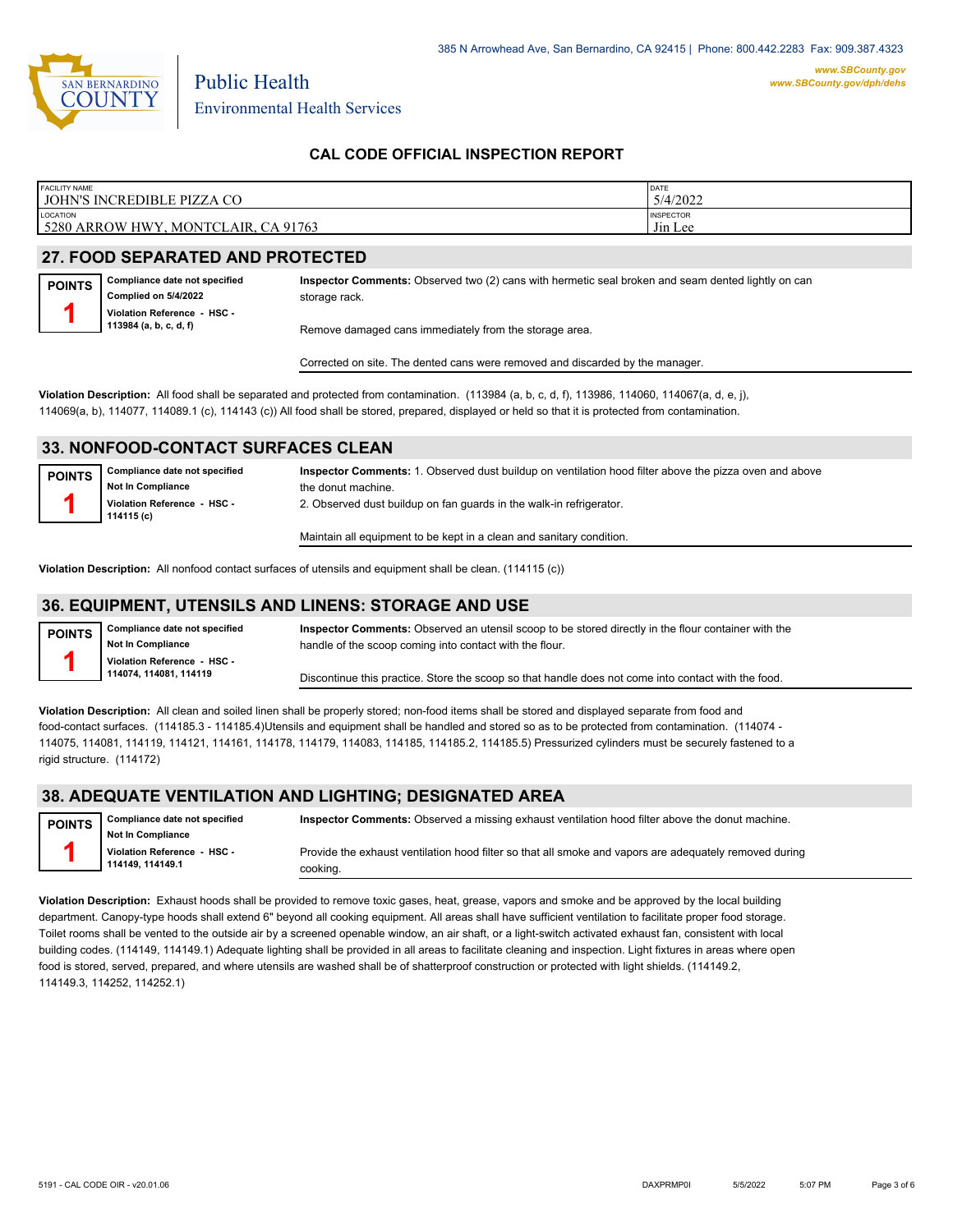385 N Arrowhead Ave, San Bernardino, CA 92415 | Phone: 800.442.2283 Fax: 909.387.4323

www.SBCounty.gov
www.SBCounty.gov/dph/dehs

SAN BERNARDINO COUNTY

Public Health
Environmental Health Services

## CAL CODE OFFICIAL INSPECTION REPORT

| FACILITY NAME | DATE |
|---|---|
| JOHN'S INCREDIBLE PIZZA CO | 5/4/2022 |
| **LOCATION** | **INSPECTOR** |
| 5280 ARROW HWY, MONTCLAIR, CA 91763 | Jin Lee |

## 27. FOOD SEPARATED AND PROTECTED

**POINTS** 1

**Compliance date not specified**
**Complied on 5/4/2022**
**Violation Reference - HSC - 113984 (a, b, c, d, f)**

**Inspector Comments:** Observed two (2) cans with hermetic seal broken and seam dented lightly on can storage rack.

Remove damaged cans immediately from the storage area.

Corrected on site. The dented cans were removed and discarded by the manager.

**Violation Description:** All food shall be separated and protected from contamination. (113984 (a, b, c, d, f), 113986, 114060, 114067(a, d, e, j), 114069(a, b), 114077, 114089.1 (c), 114143 (c)) All food shall be stored, prepared, displayed or held so that it is protected from contamination.

## 33. NONFOOD-CONTACT SURFACES CLEAN

**POINTS** 1

**Compliance date not specified**
**Not In Compliance**
**Violation Reference - HSC - 114115 (c)**

**Inspector Comments:** 1. Observed dust buildup on ventilation hood filter above the pizza oven and above the donut machine.
2. Observed dust buildup on fan guards in the walk-in refrigerator.

Maintain all equipment to be kept in a clean and sanitary condition.

**Violation Description:** All nonfood contact surfaces of utensils and equipment shall be clean. (114115 (c))

## 36. EQUIPMENT, UTENSILS AND LINENS: STORAGE AND USE

**POINTS** 1

**Compliance date not specified**
**Not In Compliance**
**Violation Reference - HSC - 114074, 114081, 114119**

**Inspector Comments:** Observed an utensil scoop to be stored directly in the flour container with the handle of the scoop coming into contact with the flour.

Discontinue this practice. Store the scoop so that handle does not come into contact with the food.

**Violation Description:** All clean and soiled linen shall be properly stored; non-food items shall be stored and displayed separate from food and food-contact surfaces. (114185.3 - 114185.4)Utensils and equipment shall be handled and stored so as to be protected from contamination. (114074 - 114075, 114081, 114119, 114121, 114161, 114178, 114179, 114083, 114185, 114185.2, 114185.5) Pressurized cylinders must be securely fastened to a rigid structure. (114172)

## 38. ADEQUATE VENTILATION AND LIGHTING; DESIGNATED AREA

**POINTS** 1

**Compliance date not specified**
**Not In Compliance**
**Violation Reference - HSC - 114149, 114149.1**

**Inspector Comments:** Observed a missing exhaust ventilation hood filter above the donut machine.

Provide the exhaust ventilation hood filter so that all smoke and vapors are adequately removed during cooking.

**Violation Description:** Exhaust hoods shall be provided to remove toxic gases, heat, grease, vapors and smoke and be approved by the local building department. Canopy-type hoods shall extend 6" beyond all cooking equipment. All areas shall have sufficient ventilation to facilitate proper food storage. Toilet rooms shall be vented to the outside air by a screened openable window, an air shaft, or a light-switch activated exhaust fan, consistent with local building codes. (114149, 114149.1) Adequate lighting shall be provided in all areas to facilitate cleaning and inspection. Light fixtures in areas where open food is stored, served, prepared, and where utensils are washed shall be of shatterproof construction or protected with light shields. (114149.2, 114149.3, 114252, 114252.1)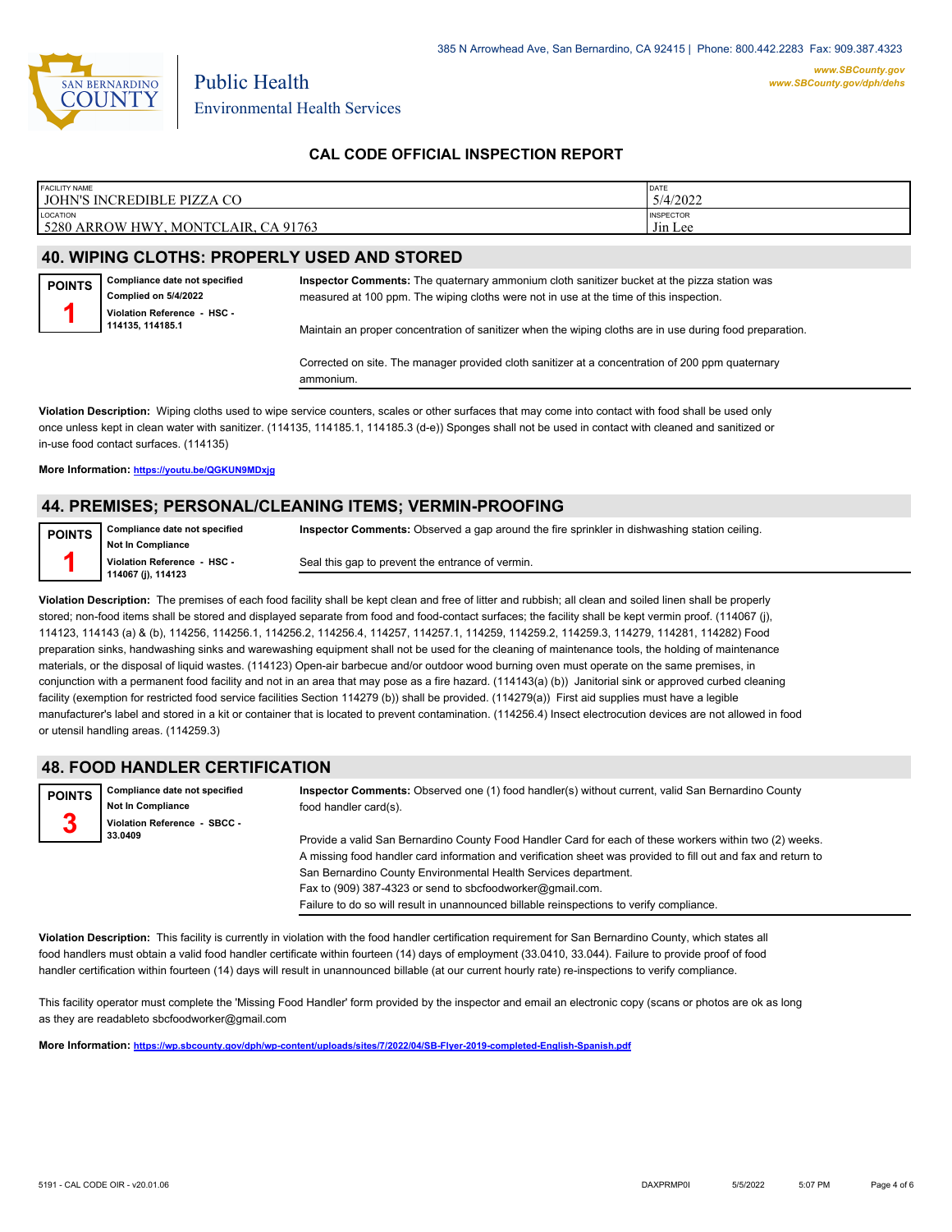385 N Arrowhead Ave, San Bernardino, CA 92415 | Phone: 800.442.2283 Fax: 909.387.4323

Public Health
Environmental Health Services

www.SBCounty.gov
www.SBCounty.gov/dph/dehs

## CAL CODE OFFICIAL INSPECTION REPORT

| FACILITY NAME | DATE |
|---|---|
| JOHN'S INCREDIBLE PIZZA CO | 5/4/2022 |
| **LOCATION** | **INSPECTOR** |
| 5280 ARROW HWY, MONTCLAIR, CA 91763 | Jin Lee |

## 40. WIPING CLOTHS: PROPERLY USED AND STORED

**POINTS 1**

**Compliance date not specified**
**Complied on 5/4/2022**
**Violation Reference - HSC - 114135, 114185.1**

**Inspector Comments:** The quaternary ammonium cloth sanitizer bucket at the pizza station was measured at 100 ppm. The wiping cloths were not in use at the time of this inspection.

Maintain an proper concentration of sanitizer when the wiping cloths are in use during food preparation.

Corrected on site. The manager provided cloth sanitizer at a concentration of 200 ppm quaternary ammonium.

**Violation Description:** Wiping cloths used to wipe service counters, scales or other surfaces that may come into contact with food shall be used only once unless kept in clean water with sanitizer. (114135, 114185.1, 114185.3 (d-e)) Sponges shall not be used in contact with cleaned and sanitized or in-use food contact surfaces. (114135)

**More Information:** https://youtu.be/QGKUN9MDxjg

## 44. PREMISES; PERSONAL/CLEANING ITEMS; VERMIN-PROOFING

**POINTS 1**

**Compliance date not specified**
**Not In Compliance**
**Violation Reference - HSC - 114067 (j), 114123**

**Inspector Comments:** Observed a gap around the fire sprinkler in dishwashing station ceiling.

Seal this gap to prevent the entrance of vermin.

**Violation Description:** The premises of each food facility shall be kept clean and free of litter and rubbish; all clean and soiled linen shall be properly stored; non-food items shall be stored and displayed separate from food and food-contact surfaces; the facility shall be kept vermin proof. (114067 (j), 114123, 114143 (a) & (b), 114256, 114256.1, 114256.2, 114256.4, 114257, 114257.1, 114259, 114259.2, 114259.3, 114279, 114281, 114282) Food preparation sinks, handwashing sinks and warewashing equipment shall not be used for the cleaning of maintenance tools, the holding of maintenance materials, or the disposal of liquid wastes. (114123) Open-air barbecue and/or outdoor wood burning oven must operate on the same premises, in conjunction with a permanent food facility and not in an area that may pose as a fire hazard. (114143(a) (b)) Janitorial sink or approved curbed cleaning facility (exemption for restricted food service facilities Section 114279 (b)) shall be provided. (114279(a)) First aid supplies must have a legible manufacturer's label and stored in a kit or container that is located to prevent contamination. (114256.4) Insect electrocution devices are not allowed in food or utensil handling areas. (114259.3)

## 48. FOOD HANDLER CERTIFICATION

**POINTS 3**

**Compliance date not specified**
**Not In Compliance**
**Violation Reference - SBCC - 33.0409**

**Inspector Comments:** Observed one (1) food handler(s) without current, valid San Bernardino County food handler card(s).

Provide a valid San Bernardino County Food Handler Card for each of these workers within two (2) weeks.
A missing food handler card information and verification sheet was provided to fill out and fax and return to San Bernardino County Environmental Health Services department.
Fax to (909) 387-4323 or send to sbcfoodworker@gmail.com.
Failure to do so will result in unannounced billable reinspections to verify compliance.

**Violation Description:** This facility is currently in violation with the food handler certification requirement for San Bernardino County, which states all food handlers must obtain a valid food handler certificate within fourteen (14) days of employment (33.0410, 33.044). Failure to provide proof of food handler certification within fourteen (14) days will result in unannounced billable (at our current hourly rate) re-inspections to verify compliance.

This facility operator must complete the 'Missing Food Handler' form provided by the inspector and email an electronic copy (scans or photos are ok as long as they are readableto sbcfoodworker@gmail.com

**More Information:** https://wp.sbcounty.gov/dph/wp-content/uploads/sites/7/2022/04/SB-Flyer-2019-completed-English-Spanish.pdf

5191 - CAL CODE OIR - v20.01.06 DAXPRMP0I 5/5/2022 5:07 PM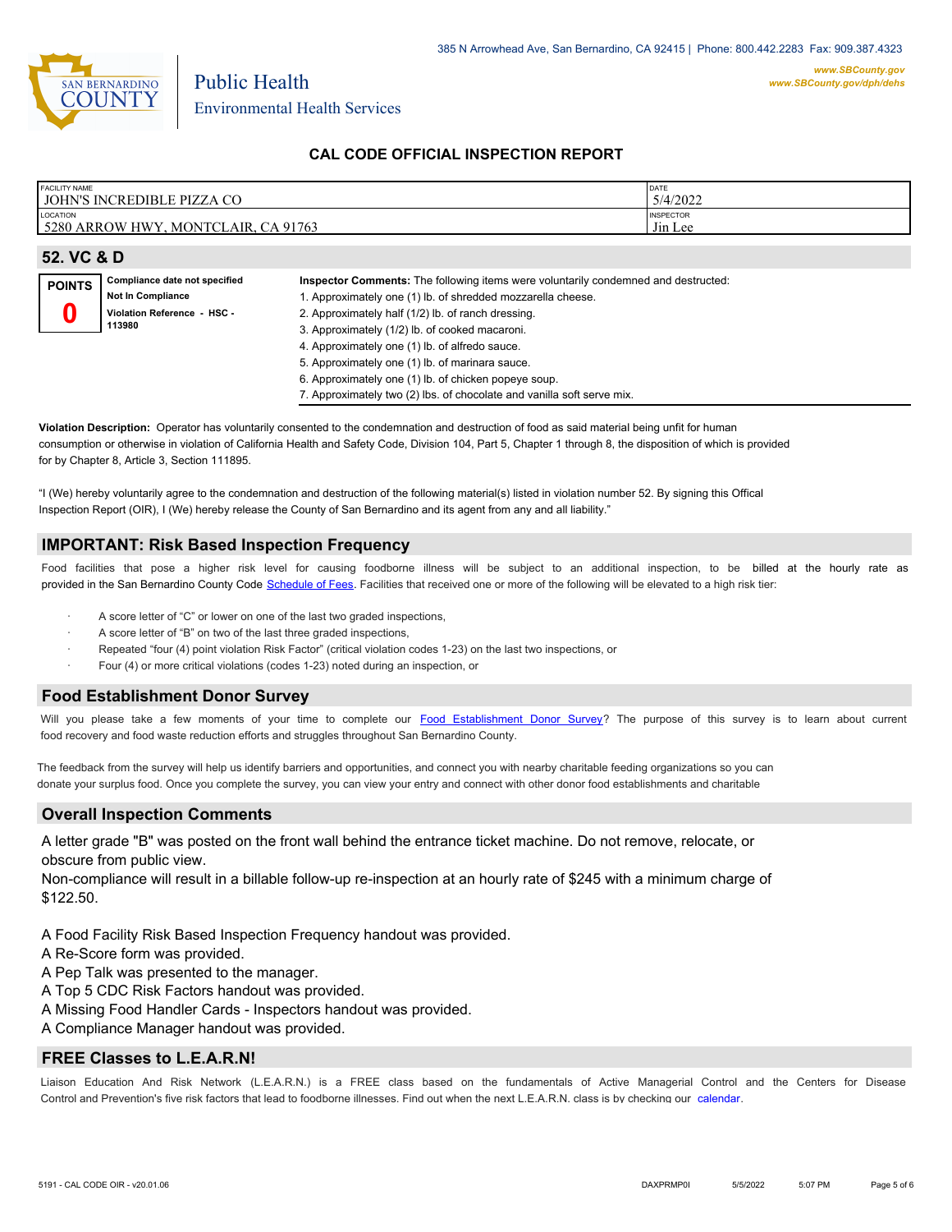385 N Arrowhead Ave, San Bernardino, CA 92415 | Phone: 800.442.2283 Fax: 909.387.4323

www.SBCounty.gov
www.SBCounty.gov/dph/dehs

Public Health
Environmental Health Services

## CAL CODE OFFICIAL INSPECTION REPORT

| FACILITY NAME | DATE |
|---|---|
| JOHN'S INCREDIBLE PIZZA CO | 5/4/2022 |
| LOCATION | INSPECTOR |
| 5280 ARROW HWY, MONTCLAIR, CA 91763 | Jin Lee |

## 52. VC & D

**POINTS** **0**

**Compliance date not specified**
**Not In Compliance**
**Violation Reference - HSC - 113980**

**Inspector Comments:** The following items were voluntarily condemned and destructed:
1. Approximately one (1) lb. of shredded mozzarella cheese.
2. Approximately half (1/2) lb. of ranch dressing.
3. Approximately (1/2) lb. of cooked macaroni.
4. Approximately one (1) lb. of alfredo sauce.
5. Approximately one (1) lb. of marinara sauce.
6. Approximately one (1) lb. of chicken popeye soup.
7. Approximately two (2) lbs. of chocolate and vanilla soft serve mix.

**Violation Description:** Operator has voluntarily consented to the condemnation and destruction of food as said material being unfit for human consumption or otherwise in violation of California Health and Safety Code, Division 104, Part 5, Chapter 1 through 8, the disposition of which is provided for by Chapter 8, Article 3, Section 111895.

"I (We) hereby voluntarily agree to the condemnation and destruction of the following material(s) listed in violation number 52. By signing this Offical Inspection Report (OIR), I (We) hereby release the County of San Bernardino and its agent from any and all liability."

## IMPORTANT: Risk Based Inspection Frequency

Food facilities that pose a higher risk level for causing foodborne illness will be subject to an additional inspection, to be billed at the hourly rate as provided in the San Bernardino County Code Schedule of Fees. Facilities that received one or more of the following will be elevated to a high risk tier:

- A score letter of "C" or lower on one of the last two graded inspections,
- A score letter of "B" on two of the last three graded inspections,
- Repeated "four (4) point violation Risk Factor" (critical violation codes 1-23) on the last two inspections, or
- Four (4) or more critical violations (codes 1-23) noted during an inspection, or

## Food Establishment Donor Survey

Will you please take a few moments of your time to complete our Food Establishment Donor Survey? The purpose of this survey is to learn about current food recovery and food waste reduction efforts and struggles throughout San Bernardino County.

The feedback from the survey will help us identify barriers and opportunities, and connect you with nearby charitable feeding organizations so you can donate your surplus food. Once you complete the survey, you can view your entry and connect with other donor food establishments and charitable

## Overall Inspection Comments

A letter grade "B" was posted on the front wall behind the entrance ticket machine. Do not remove, relocate, or obscure from public view.
Non-compliance will result in a billable follow-up re-inspection at an hourly rate of $245 with a minimum charge of $122.50.

A Food Facility Risk Based Inspection Frequency handout was provided.
A Re-Score form was provided.
A Pep Talk was presented to the manager.
A Top 5 CDC Risk Factors handout was provided.
A Missing Food Handler Cards - Inspectors handout was provided.
A Compliance Manager handout was provided.

## FREE Classes to L.E.A.R.N!

Liaison Education And Risk Network (L.E.A.R.N.) is a FREE class based on the fundamentals of Active Managerial Control and the Centers for Disease Control and Prevention's five risk factors that lead to foodborne illnesses. Find out when the next L.E.A.R.N. class is by checking our calendar.

5191 - CAL CODE OIR - v20.01.06 DAXPRMP0I 5/5/2022 5:07 PM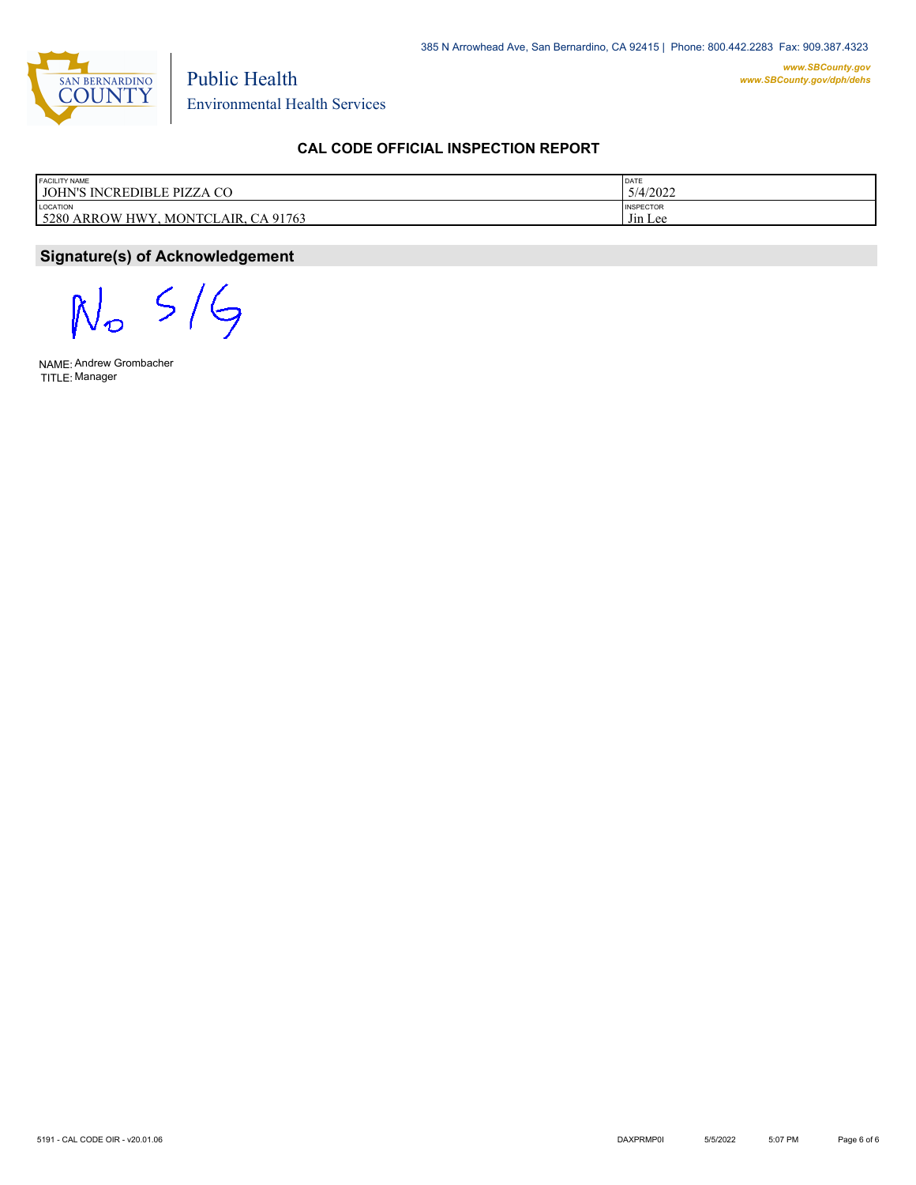385 N Arrowhead Ave, San Bernardino, CA 92415 | Phone: 800.442.2283 Fax: 909.387.4323

www.SBCounty.gov
www.SBCounty.gov/dph/dehs

Public Health
Environmental Health Services

## CAL CODE OFFICIAL INSPECTION REPORT

| FACILITY NAME | DATE |
| --- | --- |
| JOHN'S INCREDIBLE PIZZA CO | 5/4/2022 |
| LOCATION | INSPECTOR |
| 5280 ARROW HWY, MONTCLAIR, CA 91763 | Jin Lee |

### Signature(s) of Acknowledgement

No 5/6

NAME: Andrew Grombacher
TITLE: Manager

5191 - CAL CODE OIR - v20.01.06 DAXPRMP0I 5/5/2022 5:07 PM